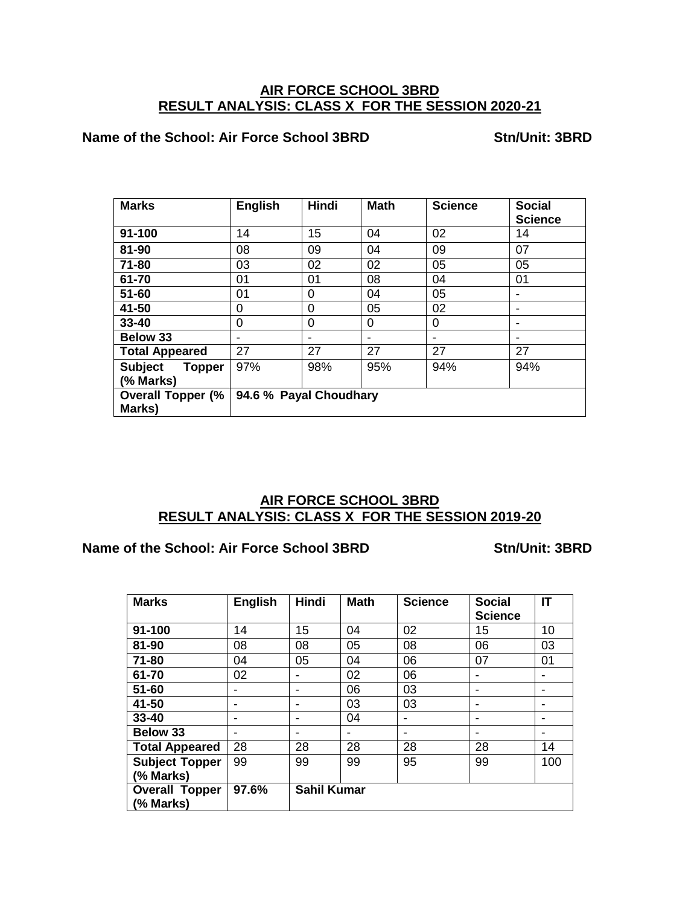## AIR FORCE SCHOOL 3BRD
## RESULT ANALYSIS: CLASS X FOR THE SESSION 2020-21

**Name of the School: Air Force School 3BRD** **Stn/Unit: 3BRD**

| Marks | English | Hindi | Math | Science | Social Science |
|---|---|---|---|---|---|
| **91-100** | 14 | 15 | 04 | 02 | 14 |
| **81-90** | 08 | 09 | 04 | 09 | 07 |
| **71-80** | 03 | 02 | 02 | 05 | 05 |
| **61-70** | 01 | 01 | 08 | 04 | 01 |
| **51-60** | 01 | 0 | 04 | 05 | - |
| **41-50** | 0 | 0 | 05 | 02 | - |
| **33-40** | 0 | 0 | 0 | 0 | - |
| **Below 33** | - | - | - | - | - |
| **Total Appeared** | 27 | 27 | 27 | 27 | 27 |
| **Subject Topper (% Marks)** | 97% | 98% | 95% | 94% | 94% |
| **Overall Topper (% Marks)** | **94.6 % Payal Choudhary** | | | | |

## AIR FORCE SCHOOL 3BRD
## RESULT ANALYSIS: CLASS X FOR THE SESSION 2019-20

**Name of the School: Air Force School 3BRD** **Stn/Unit: 3BRD**

| Marks | English | Hindi | Math | Science | Social Science | IT |
|---|---|---|---|---|---|---|
| **91-100** | 14 | 15 | 04 | 02 | 15 | 10 |
| **81-90** | 08 | 08 | 05 | 08 | 06 | 03 |
| **71-80** | 04 | 05 | 04 | 06 | 07 | 01 |
| **61-70** | 02 | - | 02 | 06 | - | - |
| **51-60** | - | - | 06 | 03 | - | - |
| **41-50** | - | - | 03 | 03 | - | - |
| **33-40** | - | - | 04 | - | - | - |
| **Below 33** | - | - | - | - | - | - |
| **Total Appeared** | 28 | 28 | 28 | 28 | 28 | 14 |
| **Subject Topper (% Marks)** | 99 | 99 | 99 | 95 | 99 | 100 |
| **Overall Topper (% Marks)** | **97.6%** | **Sahil Kumar** | | | | |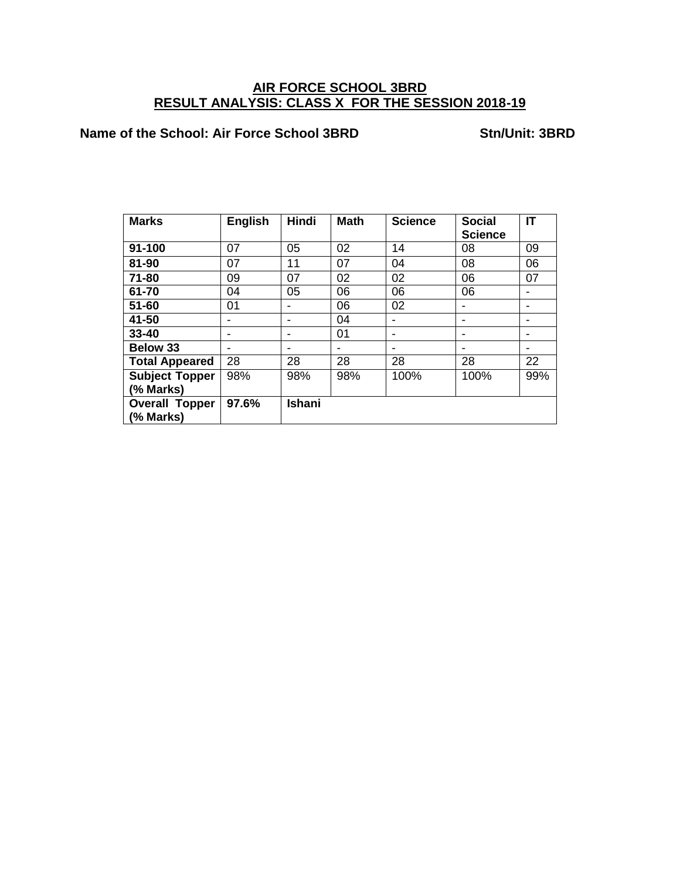## AIR FORCE SCHOOL 3BRD
## RESULT ANALYSIS: CLASS X FOR THE SESSION 2018-19

**Name of the School: Air Force School 3BRD** **Stn/Unit: 3BRD**

| Marks | English | Hindi | Math | Science | Social Science | IT |
|---|---|---|---|---|---|---|
| **91-100** | 07 | 05 | 02 | 14 | 08 | 09 |
| **81-90** | 07 | 11 | 07 | 04 | 08 | 06 |
| **71-80** | 09 | 07 | 02 | 02 | 06 | 07 |
| **61-70** | 04 | 05 | 06 | 06 | 06 | - |
| **51-60** | 01 | - | 06 | 02 | - | - |
| **41-50** | - | - | 04 | - | - | - |
| **33-40** | - | - | 01 | - | - | - |
| **Below 33** | - | - | - | - | - | - |
| **Total Appeared** | 28 | 28 | 28 | 28 | 28 | 22 |
| **Subject Topper (% Marks)** | 98% | 98% | 98% | 100% | 100% | 99% |
| **Overall Topper (% Marks)** | **97.6%** | **Ishani** | | | | |